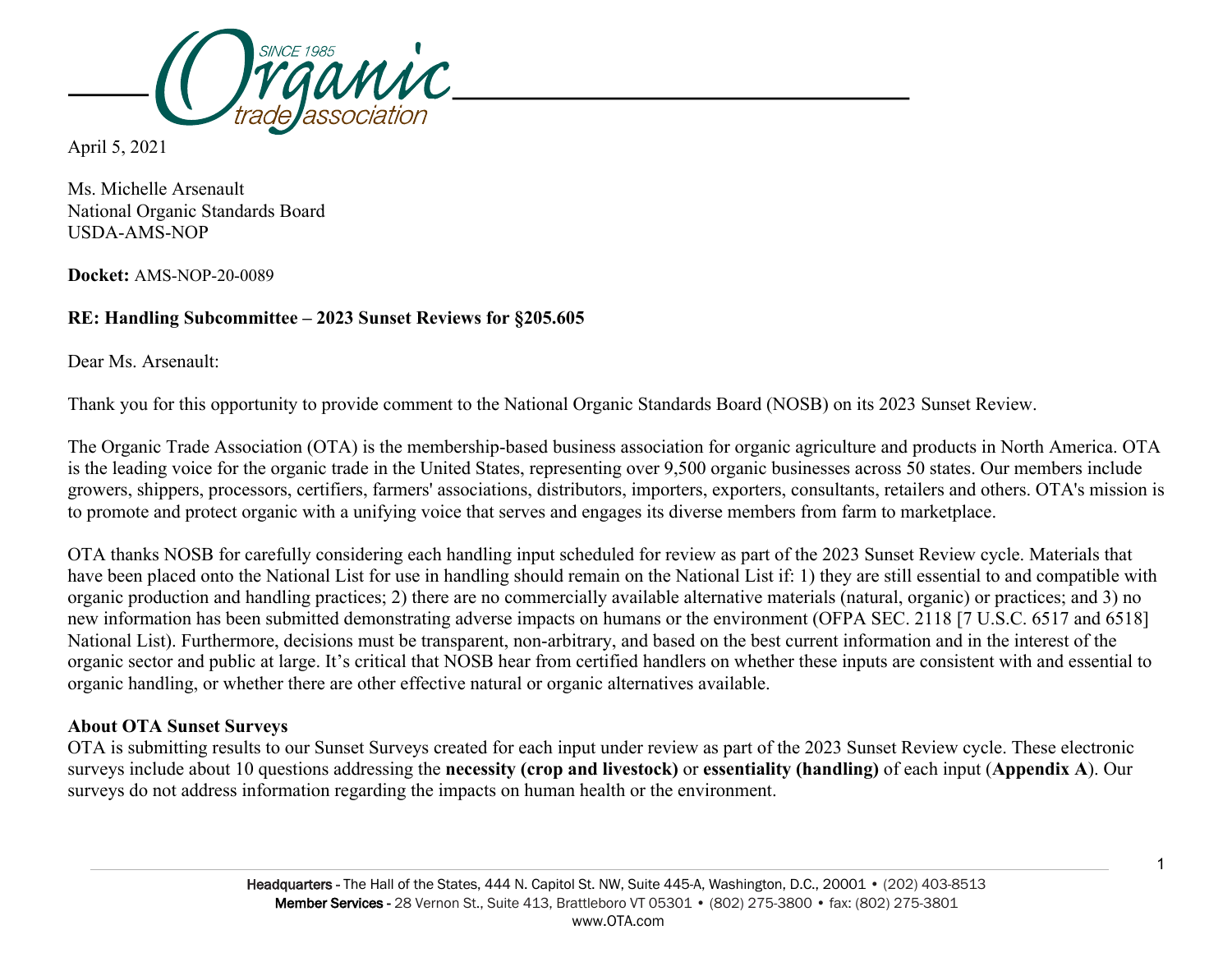April 5, 2021

Ms. Michelle Arsenault
National Organic Standards Board
USDA-AMS-NOP

**Docket:** AMS-NOP-20-0089

**RE: Handling Subcommittee – 2023 Sunset Reviews for §205.605**

Dear Ms. Arsenault:

Thank you for this opportunity to provide comment to the National Organic Standards Board (NOSB) on its 2023 Sunset Review.

The Organic Trade Association (OTA) is the membership-based business association for organic agriculture and products in North America. OTA is the leading voice for the organic trade in the United States, representing over 9,500 organic businesses across 50 states. Our members include growers, shippers, processors, certifiers, farmers' associations, distributors, importers, exporters, consultants, retailers and others. OTA's mission is to promote and protect organic with a unifying voice that serves and engages its diverse members from farm to marketplace.

OTA thanks NOSB for carefully considering each handling input scheduled for review as part of the 2023 Sunset Review cycle. Materials that have been placed onto the National List for use in handling should remain on the National List if: 1) they are still essential to and compatible with organic production and handling practices; 2) there are no commercially available alternative materials (natural, organic) or practices; and 3) no new information has been submitted demonstrating adverse impacts on humans or the environment (OFPA SEC. 2118 [7 U.S.C. 6517 and 6518] National List). Furthermore, decisions must be transparent, non-arbitrary, and based on the best current information and in the interest of the organic sector and public at large. It's critical that NOSB hear from certified handlers on whether these inputs are consistent with and essential to organic handling, or whether there are other effective natural or organic alternatives available.

**About OTA Sunset Surveys**

OTA is submitting results to our Sunset Surveys created for each input under review as part of the 2023 Sunset Review cycle. These electronic surveys include about 10 questions addressing the **necessity (crop and livestock)** or **essentiality (handling)** of each input (**Appendix A**). Our surveys do not address information regarding the impacts on human health or the environment.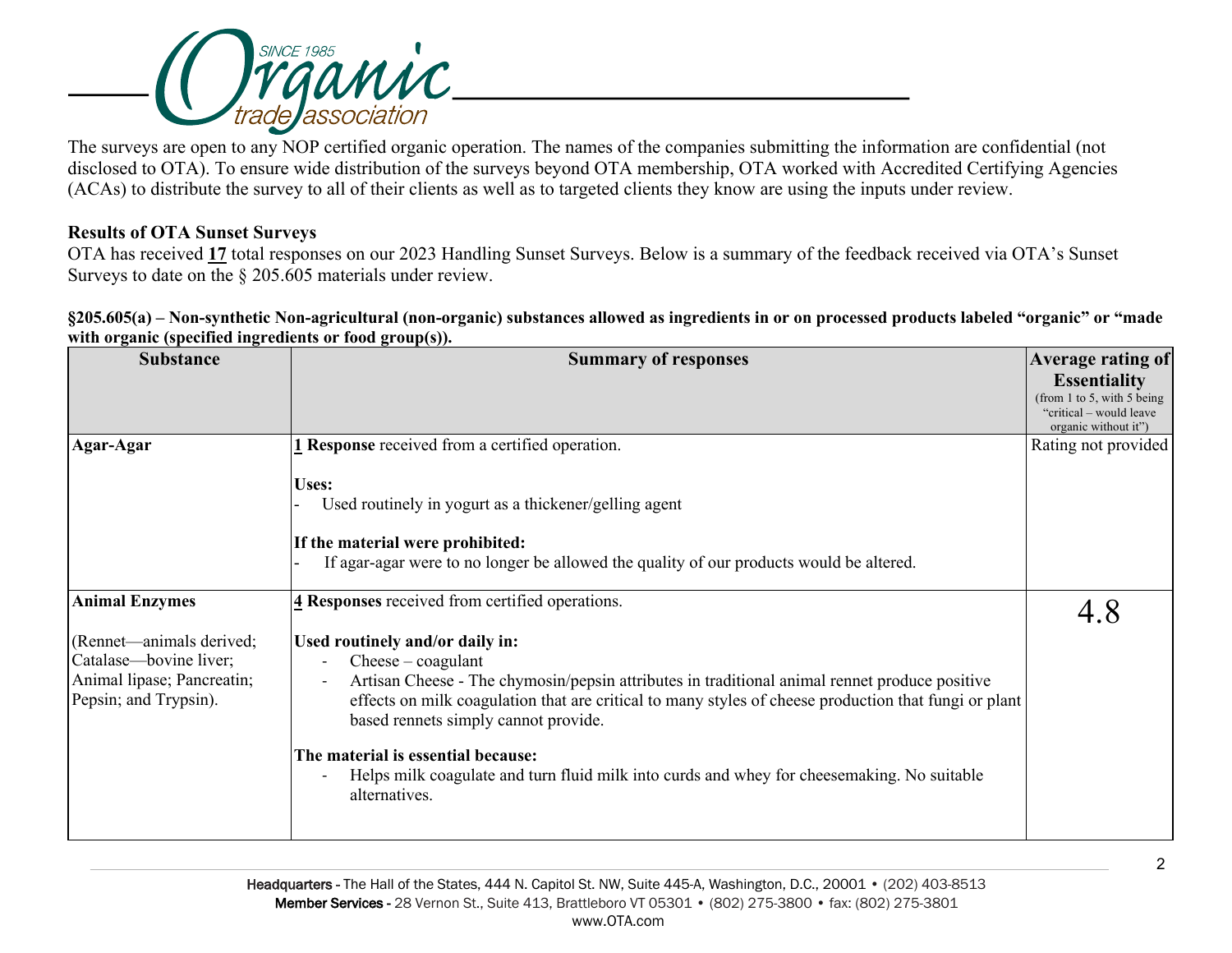The surveys are open to any NOP certified organic operation. The names of the companies submitting the information are confidential (not disclosed to OTA). To ensure wide distribution of the surveys beyond OTA membership, OTA worked with Accredited Certifying Agencies (ACAs) to distribute the survey to all of their clients as well as to targeted clients they know are using the inputs under review.

**Results of OTA Sunset Surveys**

OTA has received **17** total responses on our 2023 Handling Sunset Surveys. Below is a summary of the feedback received via OTA's Sunset Surveys to date on the § 205.605 materials under review.

**§205.605(a) – Non-synthetic Non-agricultural (non-organic) substances allowed as ingredients in or on processed products labeled "organic" or "made with organic (specified ingredients or food group(s)).**

| Substance | Summary of responses | Average rating of Essentiality (from 1 to 5, with 5 being "critical – would leave organic without it") |
|---|---|---|
| **Agar-Agar** | **1 Response** received from a certified operation.<br><br>**Uses:**<br>- Used routinely in yogurt as a thickener/gelling agent<br><br>**If the material were prohibited:**<br>- If agar-agar were to no longer be allowed the quality of our products would be altered. | Rating not provided |
| **Animal Enzymes**<br><br>(Rennet—animals derived; Catalase—bovine liver; Animal lipase; Pancreatin; Pepsin; and Trypsin). | **4 Responses** received from certified operations.<br><br>**Used routinely and/or daily in:**<br>- Cheese – coagulant<br>- Artisan Cheese - The chymosin/pepsin attributes in traditional animal rennet produce positive effects on milk coagulation that are critical to many styles of cheese production that fungi or plant based rennets simply cannot provide.<br><br>**The material is essential because:**<br>- Helps milk coagulate and turn fluid milk into curds and whey for cheesemaking. No suitable alternatives. | 4.8 |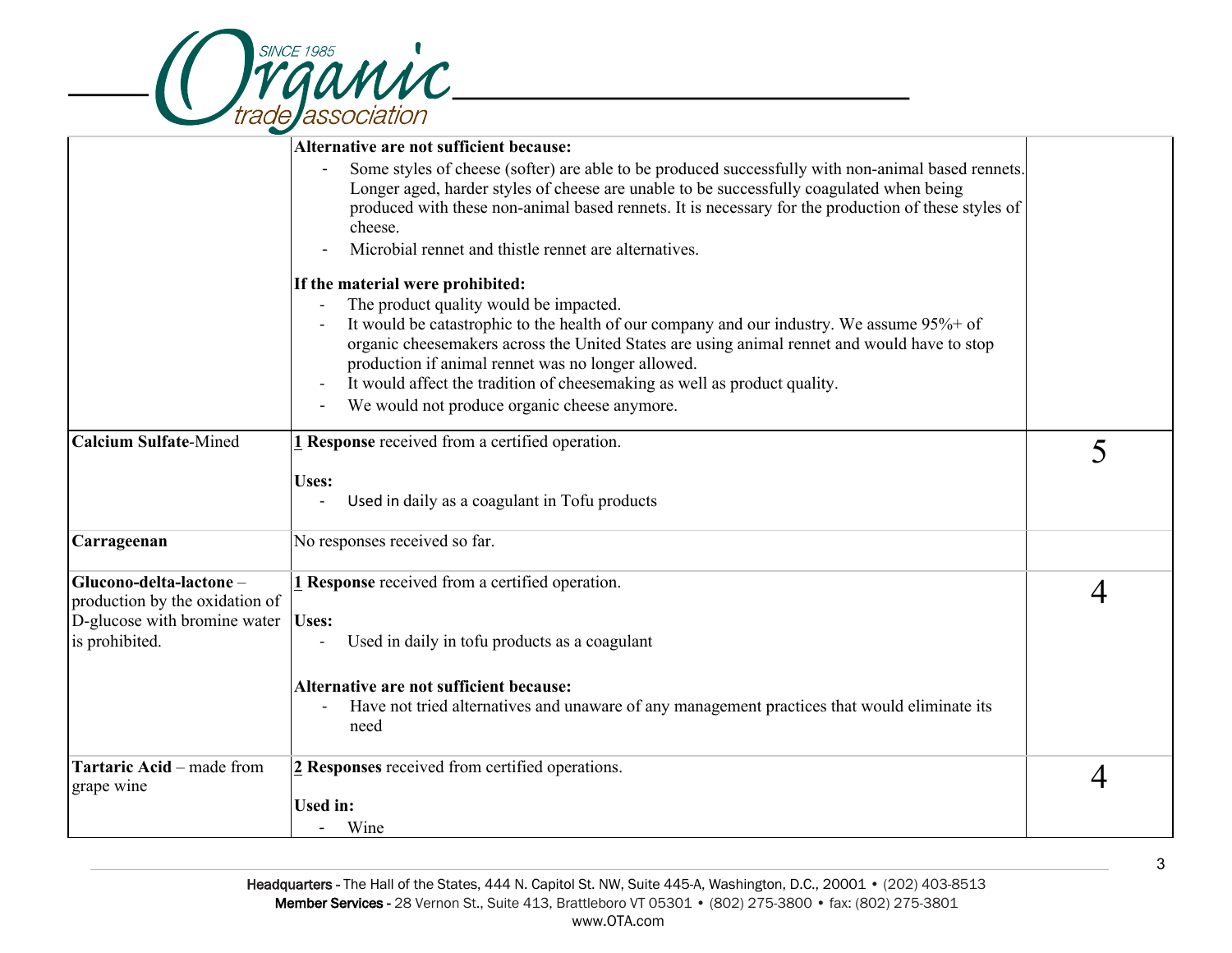| | | |
|---|---|---|
| | **Alternative are not sufficient because:**<br>- Some styles of cheese (softer) are able to be produced successfully with non-animal based rennets. Longer aged, harder styles of cheese are unable to be successfully coagulated when being produced with these non-animal based rennets. It is necessary for the production of these styles of cheese.<br>- Microbial rennet and thistle rennet are alternatives.<br><br>**If the material were prohibited:**<br>- The product quality would be impacted.<br>- It would be catastrophic to the health of our company and our industry. We assume 95%+ of organic cheesemakers across the United States are using animal rennet and would have to stop production if animal rennet was no longer allowed.<br>- It would affect the tradition of cheesemaking as well as product quality.<br>- We would not produce organic cheese anymore. | |
| **Calcium Sulfate**-Mined | **1 Response** received from a certified operation.<br><br>**Uses:**<br>- Used in daily as a coagulant in Tofu products | 5 |
| **Carrageenan** | No responses received so far. | |
| **Glucono-delta-lactone** – production by the oxidation of D-glucose with bromine water is prohibited. | **1 Response** received from a certified operation.<br><br>**Uses:**<br>- Used in daily in tofu products as a coagulant<br><br>**Alternative are not sufficient because:**<br>- Have not tried alternatives and unaware of any management practices that would eliminate its need | 4 |
| **Tartaric Acid** – made from grape wine | **2 Responses** received from certified operations.<br><br>**Used in:**<br>- Wine | 4 |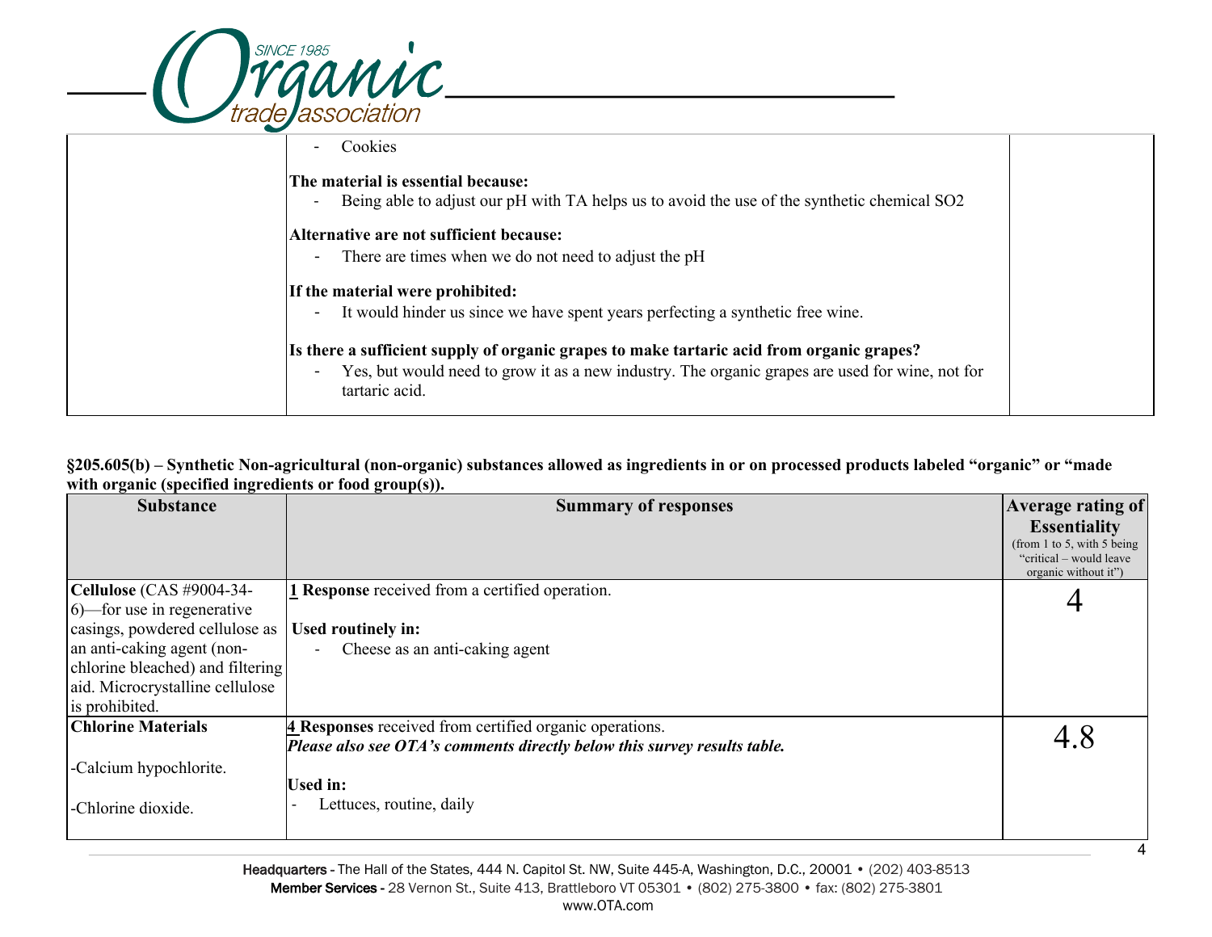| | | |
|---|---|---|
| | - Cookies<br><br>**The material is essential because:**<br>- Being able to adjust our pH with TA helps us to avoid the use of the synthetic chemical SO2<br><br>**Alternative are not sufficient because:**<br>- There are times when we do not need to adjust the pH<br><br>**If the material were prohibited:**<br>- It would hinder us since we have spent years perfecting a synthetic free wine.<br><br>**Is there a sufficient supply of organic grapes to make tartaric acid from organic grapes?**<br>- Yes, but would need to grow it as a new industry. The organic grapes are used for wine, not for tartaric acid. | |

**§205.605(b) – Synthetic Non-agricultural (non-organic) substances allowed as ingredients in or on processed products labeled "organic" or "made with organic (specified ingredients or food group(s)).**

| Substance | Summary of responses | Average rating of Essentiality (from 1 to 5, with 5 being "critical – would leave organic without it") |
|---|---|---|
| **Cellulose** (CAS #9004-34-6)—for use in regenerative casings, powdered cellulose as an anti-caking agent (non-chlorine bleached) and filtering aid. Microcrystalline cellulose is prohibited. | **1 Response** received from a certified operation.<br><br>**Used routinely in:**<br>- Cheese as an anti-caking agent | 4 |
| **Chlorine Materials**<br><br>-Calcium hypochlorite.<br><br>-Chlorine dioxide. | **4 Responses** received from certified organic operations.<br>***Please also see OTA's comments directly below this survey results table.***<br><br>**Used in:**<br>- Lettuces, routine, daily | 4.8 |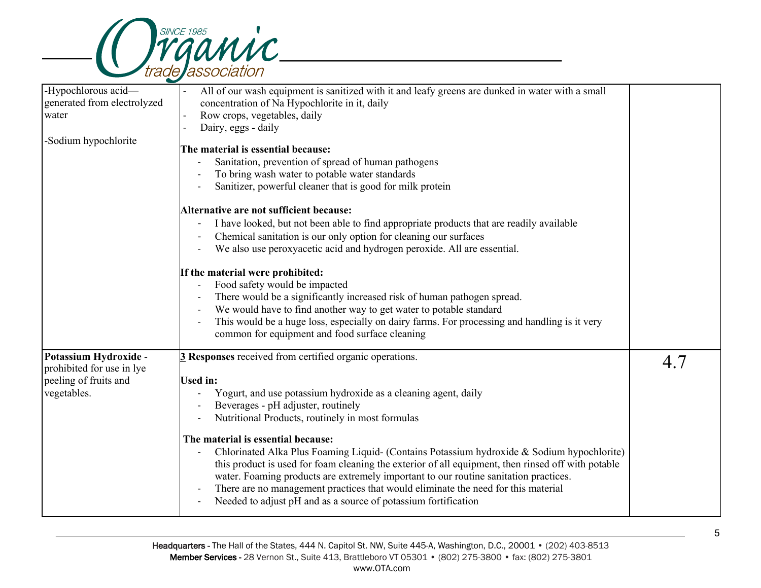| | | |
|---|---|---|
| -Hypochlorous acid—generated from electrolyzed water<br><br>-Sodium hypochlorite | - All of our wash equipment is sanitized with it and leafy greens are dunked in water with a small concentration of Na Hypochlorite in it, daily<br>- Row crops, vegetables, daily<br>- Dairy, eggs - daily<br><br>**The material is essential because:**<br>- Sanitation, prevention of spread of human pathogens<br>- To bring wash water to potable water standards<br>- Sanitizer, powerful cleaner that is good for milk protein<br><br>**Alternative are not sufficient because:**<br>- I have looked, but not been able to find appropriate products that are readily available<br>- Chemical sanitation is our only option for cleaning our surfaces<br>- We also use peroxyacetic acid and hydrogen peroxide. All are essential.<br><br>**If the material were prohibited:**<br>- Food safety would be impacted<br>- There would be a significantly increased risk of human pathogen spread.<br>- We would have to find another way to get water to potable standard<br>- This would be a huge loss, especially on dairy farms. For processing and handling is it very common for equipment and food surface cleaning | |
| **Potassium Hydroxide** - prohibited for use in lye peeling of fruits and vegetables. | **3 Responses** received from certified organic operations.<br><br>**Used in:**<br>- Yogurt, and use potassium hydroxide as a cleaning agent, daily<br>- Beverages - pH adjuster, routinely<br>- Nutritional Products, routinely in most formulas<br><br>**The material is essential because:**<br>- Chlorinated Alka Plus Foaming Liquid- (Contains Potassium hydroxide & Sodium hypochlorite) this product is used for foam cleaning the exterior of all equipment, then rinsed off with potable water. Foaming products are extremely important to our routine sanitation practices.<br>- There are no management practices that would eliminate the need for this material<br>- Needed to adjust pH and as a source of potassium fortification | 4.7 |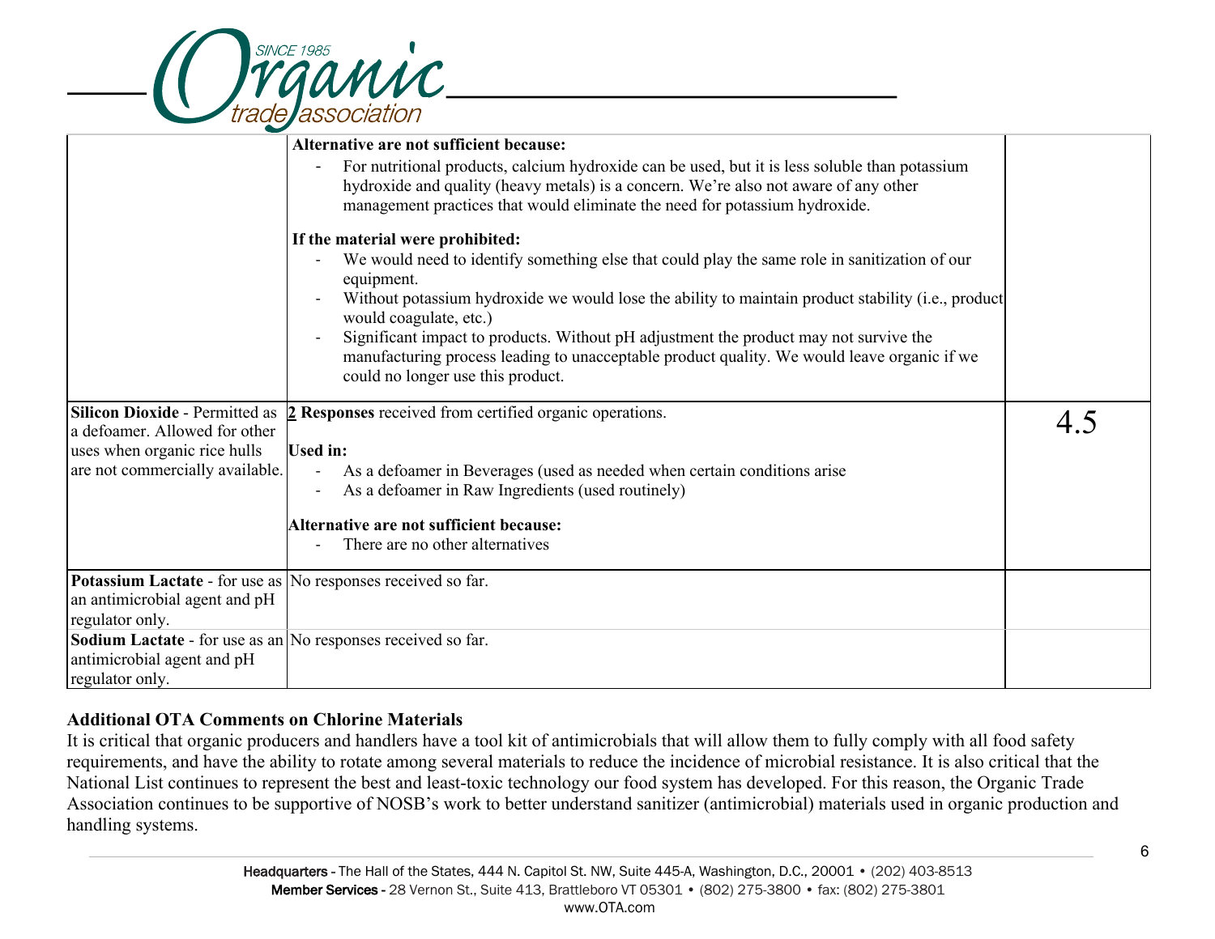| | | |
|---|---|---|
| | **Alternative are not sufficient because:**<br>- For nutritional products, calcium hydroxide can be used, but it is less soluble than potassium hydroxide and quality (heavy metals) is a concern. We're also not aware of any other management practices that would eliminate the need for potassium hydroxide.<br><br>**If the material were prohibited:**<br>- We would need to identify something else that could play the same role in sanitization of our equipment.<br>- Without potassium hydroxide we would lose the ability to maintain product stability (i.e., product would coagulate, etc.)<br>- Significant impact to products. Without pH adjustment the product may not survive the manufacturing process leading to unacceptable product quality. We would leave organic if we could no longer use this product. | |
| **Silicon Dioxide** - Permitted as a defoamer. Allowed for other uses when organic rice hulls are not commercially available. | **2 Responses** received from certified organic operations.<br><br>**Used in:**<br>- As a defoamer in Beverages (used as needed when certain conditions arise<br>- As a defoamer in Raw Ingredients (used routinely)<br><br>**Alternative are not sufficient because:**<br>- There are no other alternatives | 4.5 |
| **Potassium Lactate** - for use as an antimicrobial agent and pH regulator only. | No responses received so far. | |
| **Sodium Lactate** - for use as an antimicrobial agent and pH regulator only. | No responses received so far. | |

**Additional OTA Comments on Chlorine Materials**

It is critical that organic producers and handlers have a tool kit of antimicrobials that will allow them to fully comply with all food safety requirements, and have the ability to rotate among several materials to reduce the incidence of microbial resistance. It is also critical that the National List continues to represent the best and least-toxic technology our food system has developed. For this reason, the Organic Trade Association continues to be supportive of NOSB's work to better understand sanitizer (antimicrobial) materials used in organic production and handling systems.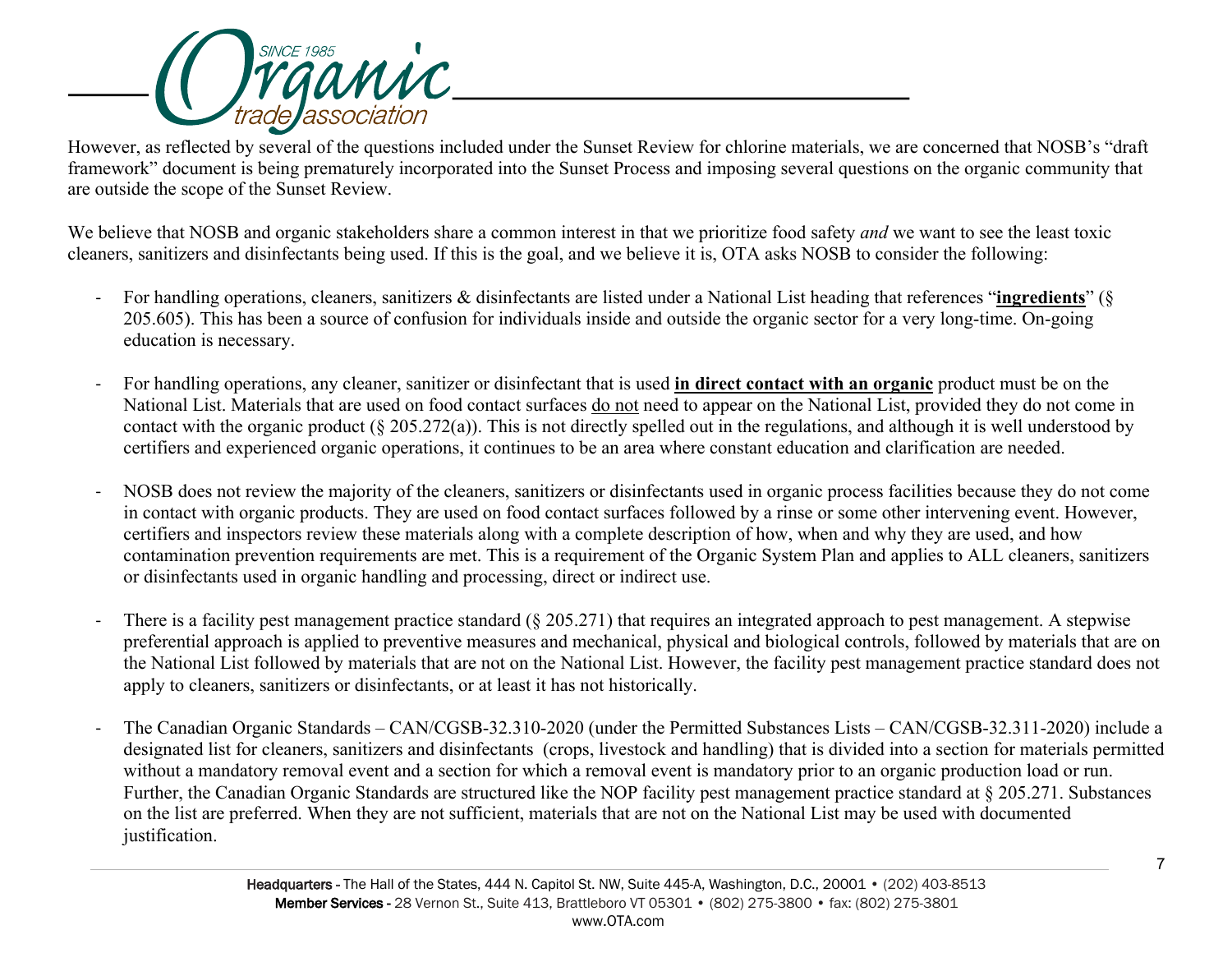However, as reflected by several of the questions included under the Sunset Review for chlorine materials, we are concerned that NOSB's "draft framework" document is being prematurely incorporated into the Sunset Process and imposing several questions on the organic community that are outside the scope of the Sunset Review.

We believe that NOSB and organic stakeholders share a common interest in that we prioritize food safety *and* we want to see the least toxic cleaners, sanitizers and disinfectants being used. If this is the goal, and we believe it is, OTA asks NOSB to consider the following:

- For handling operations, cleaners, sanitizers & disinfectants are listed under a National List heading that references "**ingredients**" (§ 205.605). This has been a source of confusion for individuals inside and outside the organic sector for a very long-time. On-going education is necessary.

- For handling operations, any cleaner, sanitizer or disinfectant that is used **in direct contact with an organic** product must be on the National List. Materials that are used on food contact surfaces do not need to appear on the National List, provided they do not come in contact with the organic product (§ 205.272(a)). This is not directly spelled out in the regulations, and although it is well understood by certifiers and experienced organic operations, it continues to be an area where constant education and clarification are needed.

- NOSB does not review the majority of the cleaners, sanitizers or disinfectants used in organic process facilities because they do not come in contact with organic products. They are used on food contact surfaces followed by a rinse or some other intervening event. However, certifiers and inspectors review these materials along with a complete description of how, when and why they are used, and how contamination prevention requirements are met. This is a requirement of the Organic System Plan and applies to ALL cleaners, sanitizers or disinfectants used in organic handling and processing, direct or indirect use.

- There is a facility pest management practice standard (§ 205.271) that requires an integrated approach to pest management. A stepwise preferential approach is applied to preventive measures and mechanical, physical and biological controls, followed by materials that are on the National List followed by materials that are not on the National List. However, the facility pest management practice standard does not apply to cleaners, sanitizers or disinfectants, or at least it has not historically.

- The Canadian Organic Standards – CAN/CGSB-32.310-2020 (under the Permitted Substances Lists – CAN/CGSB-32.311-2020) include a designated list for cleaners, sanitizers and disinfectants (crops, livestock and handling) that is divided into a section for materials permitted without a mandatory removal event and a section for which a removal event is mandatory prior to an organic production load or run. Further, the Canadian Organic Standards are structured like the NOP facility pest management practice standard at § 205.271. Substances on the list are preferred. When they are not sufficient, materials that are not on the National List may be used with documented justification.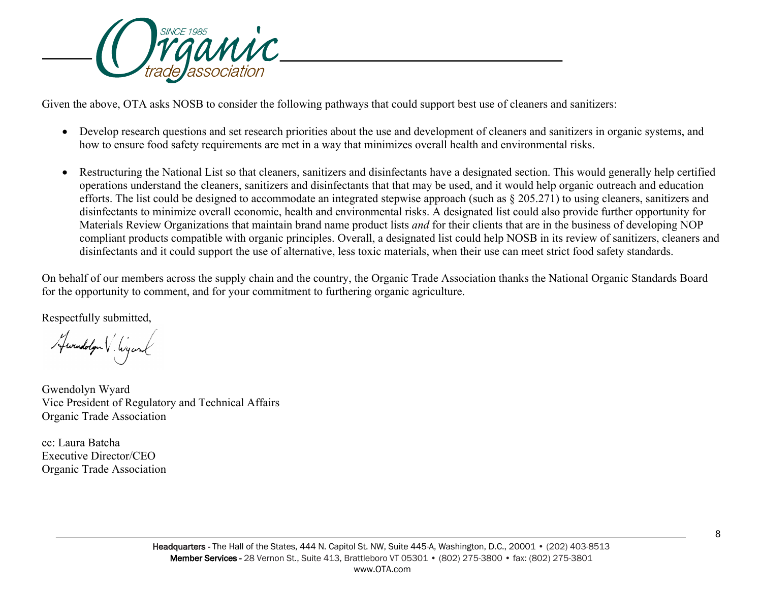Given the above, OTA asks NOSB to consider the following pathways that could support best use of cleaners and sanitizers:

- Develop research questions and set research priorities about the use and development of cleaners and sanitizers in organic systems, and how to ensure food safety requirements are met in a way that minimizes overall health and environmental risks.

- Restructuring the National List so that cleaners, sanitizers and disinfectants have a designated section. This would generally help certified operations understand the cleaners, sanitizers and disinfectants that that may be used, and it would help organic outreach and education efforts. The list could be designed to accommodate an integrated stepwise approach (such as § 205.271) to using cleaners, sanitizers and disinfectants to minimize overall economic, health and environmental risks. A designated list could also provide further opportunity for Materials Review Organizations that maintain brand name product lists *and* for their clients that are in the business of developing NOP compliant products compatible with organic principles. Overall, a designated list could help NOSB in its review of sanitizers, cleaners and disinfectants and it could support the use of alternative, less toxic materials, when their use can meet strict food safety standards.

On behalf of our members across the supply chain and the country, the Organic Trade Association thanks the National Organic Standards Board for the opportunity to comment, and for your commitment to furthering organic agriculture.

Respectfully submitted,

Gwendolyn Wyard
Vice President of Regulatory and Technical Affairs
Organic Trade Association

cc: Laura Batcha
Executive Director/CEO
Organic Trade Association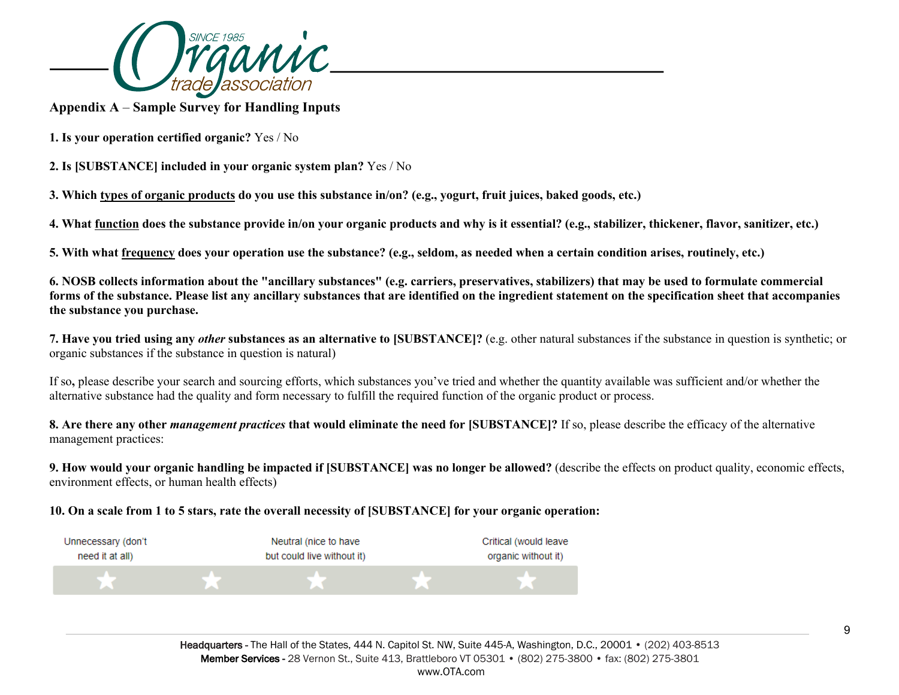**Appendix A** – **Sample Survey for Handling Inputs**

**1. Is your operation certified organic?** Yes / No

**2. Is [SUBSTANCE] included in your organic system plan?** Yes / No

**3. Which types of organic products do you use this substance in/on? (e.g., yogurt, fruit juices, baked goods, etc.)**

**4. What function does the substance provide in/on your organic products and why is it essential? (e.g., stabilizer, thickener, flavor, sanitizer, etc.)**

**5. With what frequency does your operation use the substance? (e.g., seldom, as needed when a certain condition arises, routinely, etc.)**

**6. NOSB collects information about the "ancillary substances" (e.g. carriers, preservatives, stabilizers) that may be used to formulate commercial forms of the substance. Please list any ancillary substances that are identified on the ingredient statement on the specification sheet that accompanies the substance you purchase.**

**7. Have you tried using any *other* substances as an alternative to [SUBSTANCE]?** (e.g. other natural substances if the substance in question is synthetic; or organic substances if the substance in question is natural)

If so**,** please describe your search and sourcing efforts, which substances you've tried and whether the quantity available was sufficient and/or whether the alternative substance had the quality and form necessary to fulfill the required function of the organic product or process.

**8. Are there any other *management practices* that would eliminate the need for [SUBSTANCE]?** If so, please describe the efficacy of the alternative management practices:

**9. How would your organic handling be impacted if [SUBSTANCE] was no longer be allowed?** (describe the effects on product quality, economic effects, environment effects, or human health effects)

**10. On a scale from 1 to 5 stars, rate the overall necessity of [SUBSTANCE] for your organic operation:**

| Unnecessary (don't need it at all) | | Neutral (nice to have but could live without it) | | Critical (would leave organic without it) |
|---|---|---|---|---|
| ★ | ★ | ★ | ★ | ★ |

Headquarters - The Hall of the States, 444 N. Capitol St. NW, Suite 445-A, Washington, D.C., 20001 • (202) 403-8513
Member Services - 28 Vernon St., Suite 413, Brattleboro VT 05301 • (802) 275-3800 • fax: (802) 275-3801
www.OTA.com